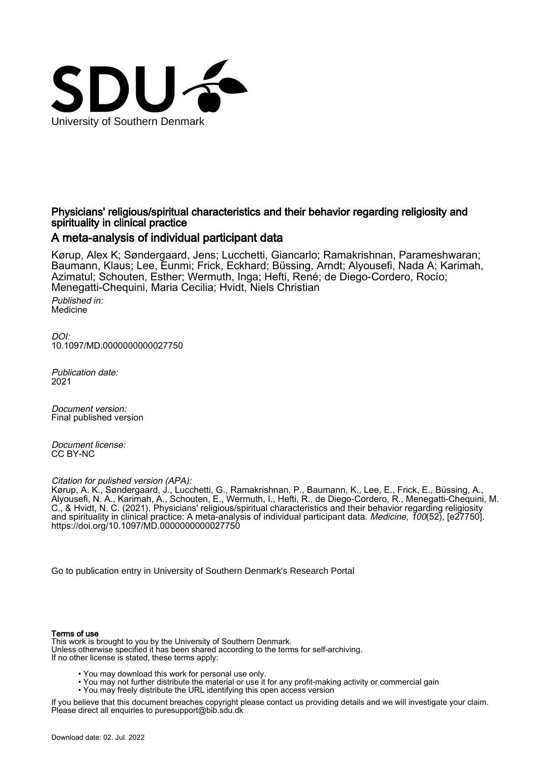University of Southern Denmark

# Physicians' religious/spiritual characteristics and their behavior regarding religiosity and spirituality in clinical practice

## A meta-analysis of individual participant data

Kørup, Alex K; Søndergaard, Jens; Lucchetti, Giancarlo; Ramakrishnan, Parameshwaran; Baumann, Klaus; Lee, Eunmi; Frick, Eckhard; Büssing, Arndt; Alyousefi, Nada A; Karimah, Azimatul; Schouten, Esther; Wermuth, Inga; Hefti, René; de Diego-Cordero, Rocío; Menegatti-Chequini, Maria Cecilia; Hvidt, Niels Christian

*Published in:*
Medicine

*DOI:*
10.1097/MD.0000000000027750

*Publication date:*
2021

*Document version:*
Final published version

*Document license:*
CC BY-NC

*Citation for pulished version (APA):*
Kørup, A. K., Søndergaard, J., Lucchetti, G., Ramakrishnan, P., Baumann, K., Lee, E., Frick, E., Büssing, A., Alyousefi, N. A., Karimah, A., Schouten, E., Wermuth, I., Hefti, R., de Diego-Cordero, R., Menegatti-Chequini, M. C., & Hvidt, N. C. (2021). Physicians' religious/spiritual characteristics and their behavior regarding religiosity and spirituality in clinical practice: A meta-analysis of individual participant data. *Medicine*, *100*(52), [e27750]. https://doi.org/10.1097/MD.0000000000027750

Go to publication entry in University of Southern Denmark's Research Portal

**Terms of use**
This work is brought to you by the University of Southern Denmark.
Unless otherwise specified it has been shared according to the terms for self-archiving.
If no other license is stated, these terms apply:

- You may download this work for personal use only.
- You may not further distribute the material or use it for any profit-making activity or commercial gain
- You may freely distribute the URL identifying this open access version

If you believe that this document breaches copyright please contact us providing details and we will investigate your claim.
Please direct all enquiries to puresupport@bib.sdu.dk

Download date: 02. Jul. 2022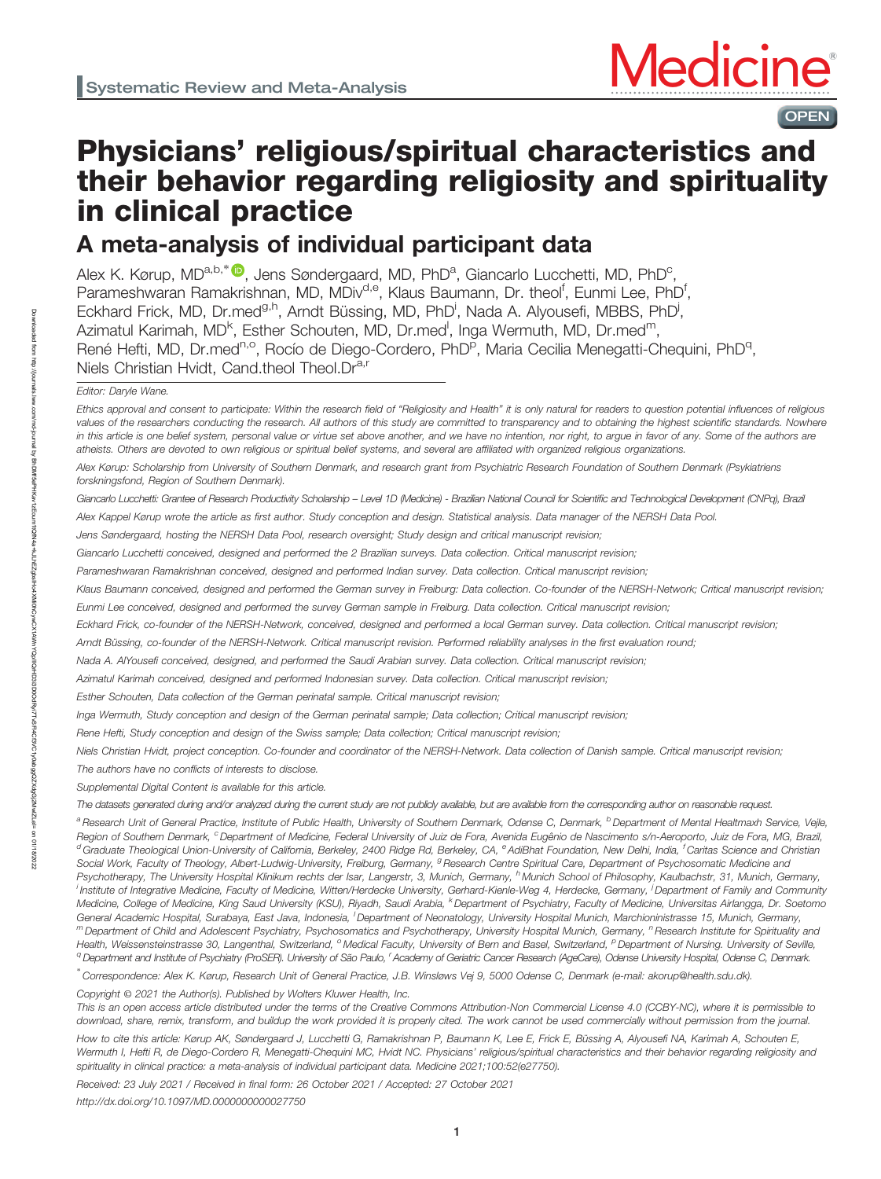Systematic Review and Meta-Analysis

# Physicians' religious/spiritual characteristics and their behavior regarding religiosity and spirituality in clinical practice

## A meta-analysis of individual participant data

Alex K. Kørup, MD[a,b,*], Jens Søndergaard, MD, PhD[a], Giancarlo Lucchetti, MD, PhD[c], Parameshwaran Ramakrishnan, MD, MDiv[d,e], Klaus Baumann, Dr. theol[f], Eunmi Lee, PhD[f], Eckhard Frick, MD, Dr.med[g,h], Arndt Büssing, MD, PhD[i], Nada A. Alyousefi, MBBS, PhD[j], Azimatul Karimah, MD[k], Esther Schouten, MD, Dr.med[l], Inga Wermuth, MD, Dr.med[m], René Hefti, MD, Dr.med[n,o], Rocío de Diego-Cordero, PhD[p], Maria Cecilia Menegatti-Chequini, PhD[q], Niels Christian Hvidt, Cand.theol Theol.Dr[a,r]

*Editor: Daryle Wane.*

*Ethics approval and consent to participate: Within the research field of "Religiosity and Health" it is only natural for readers to question potential influences of religious values of the researchers conducting the research. All authors of this study are committed to transparency and to obtaining the highest scientific standards. Nowhere in this article is one belief system, personal value or virtue set above another, and we have no intention, nor right, to argue in favor of any. Some of the authors are atheists. Others are devoted to own religious or spiritual belief systems, and several are affiliated with organized religious organizations.*

*Alex Kørup: Scholarship from University of Southern Denmark, and research grant from Psychiatric Research Foundation of Southern Denmark (Psykiatriens forskningsfond, Region of Southern Denmark).*

*Giancarlo Lucchetti: Grantee of Research Productivity Scholarship – Level 1D (Medicine) - Brazilian National Council for Scientific and Technological Development (CNPq), Brazil*

*Alex Kappel Kørup wrote the article as first author. Study conception and design. Statistical analysis. Data manager of the NERSH Data Pool.*

*Jens Søndergaard, hosting the NERSH Data Pool, research oversight; Study design and critical manuscript revision;*

*Giancarlo Lucchetti conceived, designed and performed the 2 Brazilian surveys. Data collection. Critical manuscript revision;*

*Parameshwaran Ramakrishnan conceived, designed and performed Indian survey. Data collection. Critical manuscript revision;*

*Klaus Baumann conceived, designed and performed the German survey in Freiburg: Data collection. Co-founder of the NERSH-Network; Critical manuscript revision;*

*Eunmi Lee conceived, designed and performed the survey German sample in Freiburg. Data collection. Critical manuscript revision;*

*Eckhard Frick, co-founder of the NERSH-Network, conceived, designed and performed a local German survey. Data collection. Critical manuscript revision;*

*Arndt Büssing, co-founder of the NERSH-Network. Critical manuscript revision. Performed reliability analyses in the first evaluation round;*

*Nada A. AlYousefi conceived, designed, and performed the Saudi Arabian survey. Data collection. Critical manuscript revision;*

*Azimatul Karimah conceived, designed and performed Indonesian survey. Data collection. Critical manuscript revision;*

*Esther Schouten, Data collection of the German perinatal sample. Critical manuscript revision;*

*Inga Wermuth, Study conception and design of the German perinatal sample; Data collection; Critical manuscript revision;*

*Rene Hefti, Study conception and design of the Swiss sample; Data collection; Critical manuscript revision;*

*Niels Christian Hvidt, project conception. Co-founder and coordinator of the NERSH-Network. Data collection of Danish sample. Critical manuscript revision;*

*The authors have no conflicts of interests to disclose.*

*Supplemental Digital Content is available for this article.*

*The datasets generated during and/or analyzed during the current study are not publicly available, but are available from the corresponding author on reasonable request.*

[a] Research Unit of General Practice, Institute of Public Health, University of Southern Denmark, Odense C, Denmark, [b] Department of Mental Healtmaxh Service, Vejle, Region of Southern Denmark, [c] Department of Medicine, Federal University of Juiz de Fora, Avenida Eugênio de Nascimento s/n-Aeroporto, Juiz de Fora, MG, Brazil, [d] Graduate Theological Union-University of California, Berkeley, 2400 Ridge Rd, Berkeley, CA, [e] AdiBhat Foundation, New Delhi, India, [f] Caritas Science and Christian Social Work, Faculty of Theology, Albert-Ludwig-University, Freiburg, Germany, [g] Research Centre Spiritual Care, Department of Psychosomatic Medicine and Psychotherapy, The University Hospital Klinikum rechts der Isar, Langerstr, 3, Munich, Germany, [h] Munich School of Philosophy, Kaulbachstr, 31, Munich, Germany, [i] Institute of Integrative Medicine, Faculty of Medicine, Witten/Herdecke University, Gerhard-Kienle-Weg 4, Herdecke, Germany, [j] Department of Family and Community Medicine, College of Medicine, King Saud University (KSU), Riyadh, Saudi Arabia, [k] Department of Psychiatry, Faculty of Medicine, Universitas Airlangga, Dr. Soetomo General Academic Hospital, Surabaya, East Java, Indonesia, [l] Department of Neonatology, University Hospital Munich, Marchioninistrasse 15, Munich, Germany, [m] Department of Child and Adolescent Psychiatry, Psychosomatics and Psychotherapy, University Hospital Munich, Germany, [n] Research Institute for Spirituality and Health, Weissensteinstrasse 30, Langenthal, Switzerland, [o] Medical Faculty, University of Bern and Basel, Switzerland, [p] Department of Nursing. University of Seville, [q] Department and Institute of Psychiatry (ProSER). University of São Paulo, [r] Academy of Geriatric Cancer Research (AgeCare), Odense University Hospital, Odense C, Denmark.

[*] Correspondence: Alex K. Kørup, Research Unit of General Practice, J.B. Winsløws Vej 9, 5000 Odense C, Denmark (e-mail: akorup@health.sdu.dk).

Copyright © 2021 the Author(s). Published by Wolters Kluwer Health, Inc.
This is an open access article distributed under the terms of the Creative Commons Attribution-Non Commercial License 4.0 (CCBY-NC), where it is permissible to download, share, remix, transform, and buildup the work provided it is properly cited. The work cannot be used commercially without permission from the journal.

How to cite this article: Kørup AK, Søndergaard J, Lucchetti G, Ramakrishnan P, Baumann K, Lee E, Frick E, Büssing A, Alyousefi NA, Karimah A, Schouten E, Wermuth I, Hefti R, de Diego-Cordero R, Menegatti-Chequini MC, Hvidt NC. Physicians' religious/spiritual characteristics and their behavior regarding religiosity and spirituality in clinical practice: a meta-analysis of individual participant data. Medicine 2021;100:52(e27750).

Received: 23 July 2021 / Received in final form: 26 October 2021 / Accepted: 27 October 2021

http://dx.doi.org/10.1097/MD.0000000000027750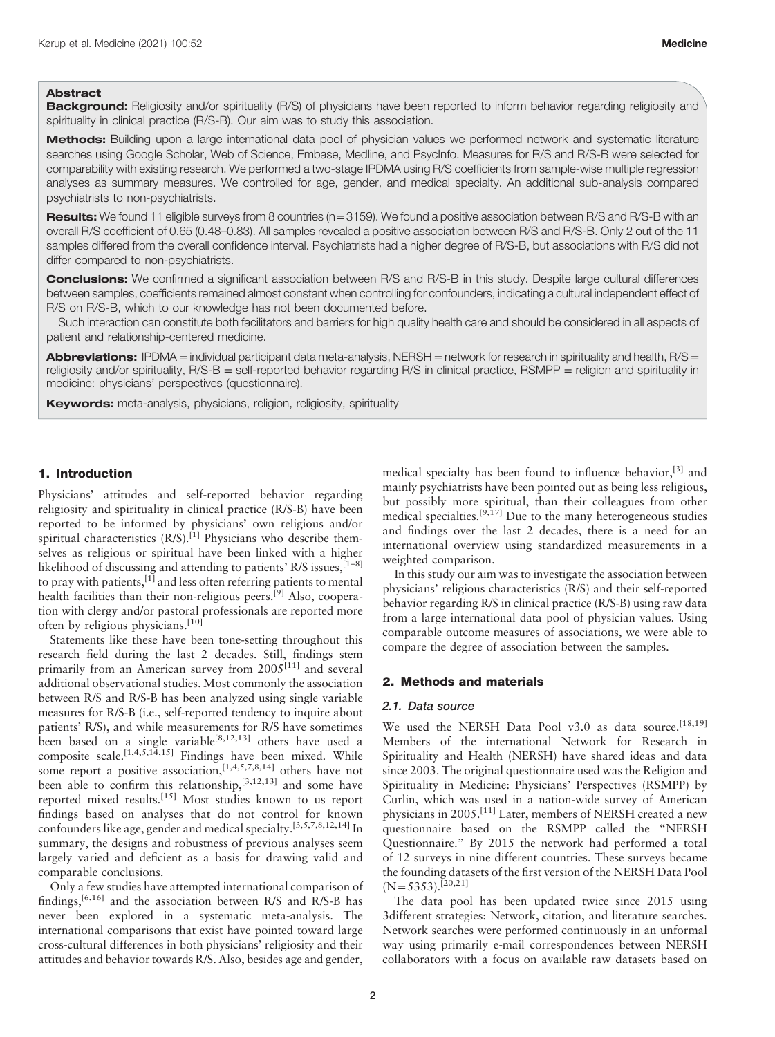**Abstract**

**Background:** Religiosity and/or spirituality (R/S) of physicians have been reported to inform behavior regarding religiosity and spirituality in clinical practice (R/S-B). Our aim was to study this association.

**Methods:** Building upon a large international data pool of physician values we performed network and systematic literature searches using Google Scholar, Web of Science, Embase, Medline, and PsycInfo. Measures for R/S and R/S-B were selected for comparability with existing research. We performed a two-stage IPDMA using R/S coefficients from sample-wise multiple regression analyses as summary measures. We controlled for age, gender, and medical specialty. An additional sub-analysis compared psychiatrists to non-psychiatrists.

**Results:** We found 11 eligible surveys from 8 countries (n = 3159). We found a positive association between R/S and R/S-B with an overall R/S coefficient of 0.65 (0.48–0.83). All samples revealed a positive association between R/S and R/S-B. Only 2 out of the 11 samples differed from the overall confidence interval. Psychiatrists had a higher degree of R/S-B, but associations with R/S did not differ compared to non-psychiatrists.

**Conclusions:** We confirmed a significant association between R/S and R/S-B in this study. Despite large cultural differences between samples, coefficients remained almost constant when controlling for confounders, indicating a cultural independent effect of R/S on R/S-B, which to our knowledge has not been documented before.

Such interaction can constitute both facilitators and barriers for high quality health care and should be considered in all aspects of patient and relationship-centered medicine.

**Abbreviations:** IPDMA = individual participant data meta-analysis, NERSH = network for research in spirituality and health, R/S = religiosity and/or spirituality, R/S-B = self-reported behavior regarding R/S in clinical practice, RSMPP = religion and spirituality in medicine: physicians' perspectives (questionnaire).

**Keywords:** meta-analysis, physicians, religion, religiosity, spirituality

## 1. Introduction

Physicians' attitudes and self-reported behavior regarding religiosity and spirituality in clinical practice (R/S-B) have been reported to be informed by physicians' own religious and/or spiritual characteristics (R/S).[1] Physicians who describe themselves as religious or spiritual have been linked with a higher likelihood of discussing and attending to patients' R/S issues,[1–8] to pray with patients,[1] and less often referring patients to mental health facilities than their non-religious peers.[9] Also, cooperation with clergy and/or pastoral professionals are reported more often by religious physicians.[10]

Statements like these have been tone-setting throughout this research field during the last 2 decades. Still, findings stem primarily from an American survey from 2005[11] and several additional observational studies. Most commonly the association between R/S and R/S-B has been analyzed using single variable measures for R/S-B (i.e., self-reported tendency to inquire about patients' R/S), and while measurements for R/S have sometimes been based on a single variable[8,12,13] others have used a composite scale.[1,4,5,14,15] Findings have been mixed. While some report a positive association,[1,4,5,7,8,14] others have not been able to confirm this relationship,[3,12,13] and some have reported mixed results.[15] Most studies known to us report findings based on analyses that do not control for known confounders like age, gender and medical specialty.[3,5,7,8,12,14] In summary, the designs and robustness of previous analyses seem largely varied and deficient as a basis for drawing valid and comparable conclusions.

Only a few studies have attempted international comparison of findings,[6,16] and the association between R/S and R/S-B has never been explored in a systematic meta-analysis. The international comparisons that exist have pointed toward large cross-cultural differences in both physicians' religiosity and their attitudes and behavior towards R/S. Also, besides age and gender, medical specialty has been found to influence behavior,[3] and mainly psychiatrists have been pointed out as being less religious, but possibly more spiritual, than their colleagues from other medical specialties.[9,17] Due to the many heterogeneous studies and findings over the last 2 decades, there is a need for an international overview using standardized measurements in a weighted comparison.

In this study our aim was to investigate the association between physicians' religious characteristics (R/S) and their self-reported behavior regarding R/S in clinical practice (R/S-B) using raw data from a large international data pool of physician values. Using comparable outcome measures of associations, we were able to compare the degree of association between the samples.

## 2. Methods and materials

### 2.1. Data source

We used the NERSH Data Pool v3.0 as data source.[18,19] Members of the international Network for Research in Spirituality and Health (NERSH) have shared ideas and data since 2003. The original questionnaire used was the Religion and Spirituality in Medicine: Physicians' Perspectives (RSMPP) by Curlin, which was used in a nation-wide survey of American physicians in 2005.[11] Later, members of NERSH created a new questionnaire based on the RSMPP called the "NERSH Questionnaire." By 2015 the network had performed a total of 12 surveys in nine different countries. These surveys became the founding datasets of the first version of the NERSH Data Pool (N = 5353).[20,21]

The data pool has been updated twice since 2015 using 3different strategies: Network, citation, and literature searches. Network searches were performed continuously in an unformal way using primarily e-mail correspondences between NERSH collaborators with a focus on available raw datasets based on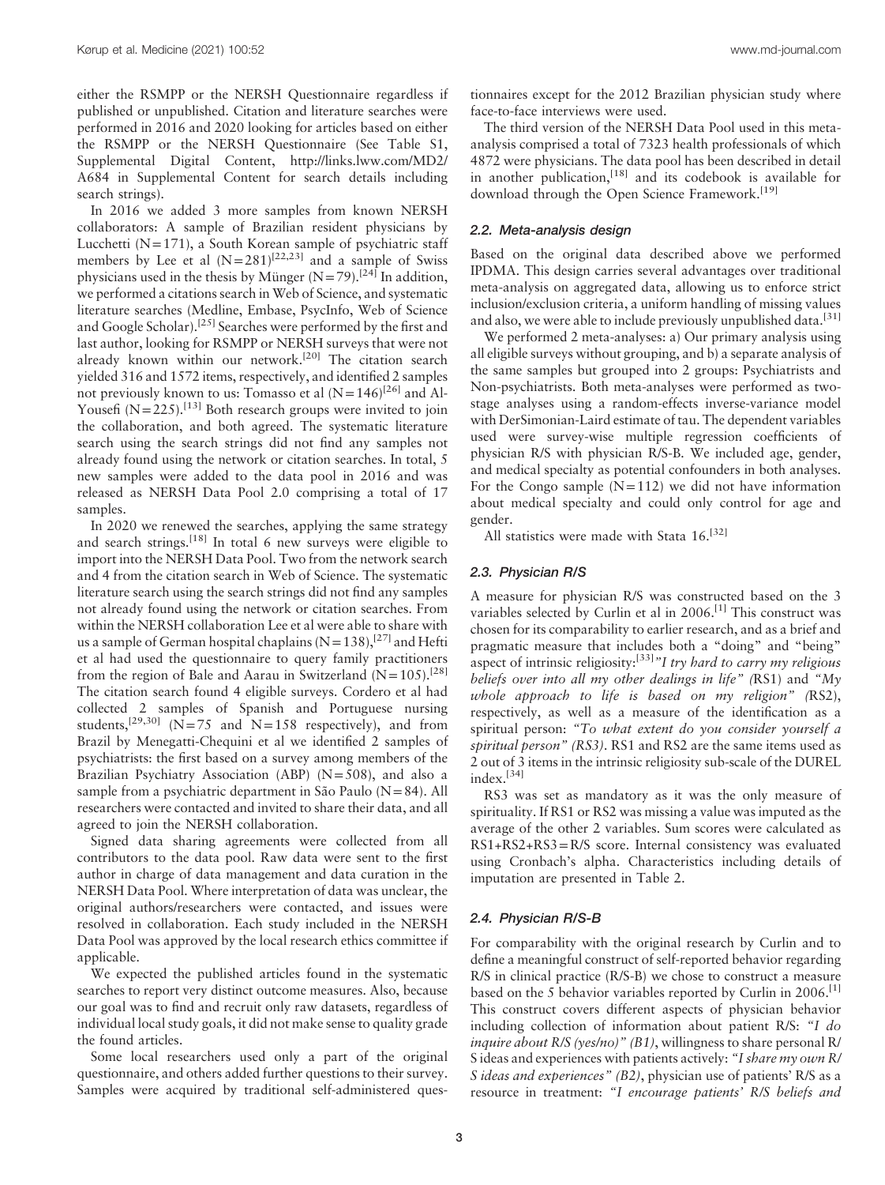either the RSMPP or the NERSH Questionnaire regardless if published or unpublished. Citation and literature searches were performed in 2016 and 2020 looking for articles based on either the RSMPP or the NERSH Questionnaire (See Table S1, Supplemental Digital Content, http://links.lww.com/MD2/A684 in Supplemental Content for search details including search strings).

In 2016 we added 3 more samples from known NERSH collaborators: A sample of Brazilian resident physicians by Lucchetti (N=171), a South Korean sample of psychiatric staff members by Lee et al (N=281)[22,23] and a sample of Swiss physicians used in the thesis by Münger (N=79).[24] In addition, we performed a citations search in Web of Science, and systematic literature searches (Medline, Embase, PsycInfo, Web of Science and Google Scholar).[25] Searches were performed by the first and last author, looking for RSMPP or NERSH surveys that were not already known within our network.[20] The citation search yielded 316 and 1572 items, respectively, and identified 2 samples not previously known to us: Tomasso et al (N=146)[26] and Al-Yousefi (N=225).[13] Both research groups were invited to join the collaboration, and both agreed. The systematic literature search using the search strings did not find any samples not already found using the network or citation searches. In total, 5 new samples were added to the data pool in 2016 and was released as NERSH Data Pool 2.0 comprising a total of 17 samples.

In 2020 we renewed the searches, applying the same strategy and search strings.[18] In total 6 new surveys were eligible to import into the NERSH Data Pool. Two from the network search and 4 from the citation search in Web of Science. The systematic literature search using the search strings did not find any samples not already found using the network or citation searches. From within the NERSH collaboration Lee et al were able to share with us a sample of German hospital chaplains (N=138),[27] and Hefti et al had used the questionnaire to query family practitioners from the region of Bale and Aarau in Switzerland (N=105).[28] The citation search found 4 eligible surveys. Cordero et al had collected 2 samples of Spanish and Portuguese nursing students,[29,30] (N=75 and N=158 respectively), and from Brazil by Menegatti-Chequini et al we identified 2 samples of psychiatrists: the first based on a survey among members of the Brazilian Psychiatry Association (ABP) (N=508), and also a sample from a psychiatric department in São Paulo (N=84). All researchers were contacted and invited to share their data, and all agreed to join the NERSH collaboration.

Signed data sharing agreements were collected from all contributors to the data pool. Raw data were sent to the first author in charge of data management and data curation in the NERSH Data Pool. Where interpretation of data was unclear, the original authors/researchers were contacted, and issues were resolved in collaboration. Each study included in the NERSH Data Pool was approved by the local research ethics committee if applicable.

We expected the published articles found in the systematic searches to report very distinct outcome measures. Also, because our goal was to find and recruit only raw datasets, regardless of individual local study goals, it did not make sense to quality grade the found articles.

Some local researchers used only a part of the original questionnaire, and others added further questions to their survey. Samples were acquired by traditional self-administered questionnaires except for the 2012 Brazilian physician study where face-to-face interviews were used.

The third version of the NERSH Data Pool used in this meta-analysis comprised a total of 7323 health professionals of which 4872 were physicians. The data pool has been described in detail in another publication,[18] and its codebook is available for download through the Open Science Framework.[19]

### 2.2. Meta-analysis design

Based on the original data described above we performed IPDMA. This design carries several advantages over traditional meta-analysis on aggregated data, allowing us to enforce strict inclusion/exclusion criteria, a uniform handling of missing values and also, we were able to include previously unpublished data.[31]

We performed 2 meta-analyses: a) Our primary analysis using all eligible surveys without grouping, and b) a separate analysis of the same samples but grouped into 2 groups: Psychiatrists and Non-psychiatrists. Both meta-analyses were performed as two-stage analyses using a random-effects inverse-variance model with DerSimonian-Laird estimate of tau. The dependent variables used were survey-wise multiple regression coefficients of physician R/S with physician R/S-B. We included age, gender, and medical specialty as potential confounders in both analyses. For the Congo sample (N=112) we did not have information about medical specialty and could only control for age and gender.

All statistics were made with Stata 16.[32]

### 2.3. Physician R/S

A measure for physician R/S was constructed based on the 3 variables selected by Curlin et al in 2006.[1] This construct was chosen for its comparability to earlier research, and as a brief and pragmatic measure that includes both a "doing" and "being" aspect of intrinsic religiosity:[33] *"I try hard to carry my religious beliefs over into all my other dealings in life"* (RS1) and *"My whole approach to life is based on my religion"* (RS2), respectively, as well as a measure of the identification as a spiritual person: *"To what extent do you consider yourself a spiritual person"* (RS3). RS1 and RS2 are the same items used as 2 out of 3 items in the intrinsic religiosity sub-scale of the DUREL index.[34]

RS3 was set as mandatory as it was the only measure of spirituality. If RS1 or RS2 was missing a value was imputed as the average of the other 2 variables. Sum scores were calculated as RS1+RS2+RS3=R/S score. Internal consistency was evaluated using Cronbach's alpha. Characteristics including details of imputation are presented in Table 2.

### 2.4. Physician R/S-B

For comparability with the original research by Curlin and to define a meaningful construct of self-reported behavior regarding R/S in clinical practice (R/S-B) we chose to construct a measure based on the 5 behavior variables reported by Curlin in 2006.[1] This construct covers different aspects of physician behavior including collection of information about patient R/S: *"I do inquire about R/S (yes/no)"* (B1), willingness to share personal R/S ideas and experiences with patients actively: *"I share my own R/S ideas and experiences"* (B2), physician use of patients' R/S as a resource in treatment: *"I encourage patients' R/S beliefs and*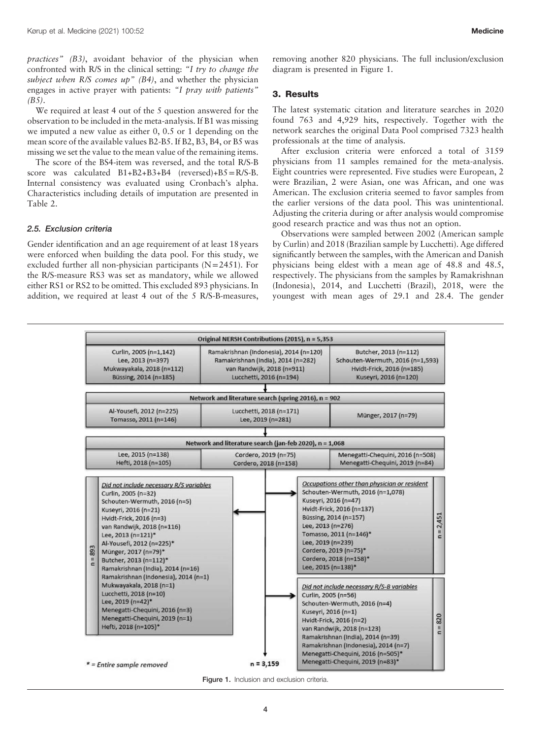*practices" (B3)*, avoidant behavior of the physician when confronted with R/S in the clinical setting: *"I try to change the subject when R/S comes up" (B4)*, and whether the physician engages in active prayer with patients: *"I pray with patients" (B5)*.

We required at least 4 out of the 5 question answered for the observation to be included in the meta-analysis. If B1 was missing we imputed a new value as either 0, 0.5 or 1 depending on the mean score of the available values B2-B5. If B2, B3, B4, or B5 was missing we set the value to the mean value of the remaining items.

The score of the BS4-item was reversed, and the total R/S-B score was calculated B1+B2+B3+B4 (reversed)+B5 = R/S-B. Internal consistency was evaluated using Cronbach's alpha. Characteristics including details of imputation are presented in Table 2.

### 2.5. Exclusion criteria

Gender identification and an age requirement of at least 18 years were enforced when building the data pool. For this study, we excluded further all non-physician participants (N = 2451). For the R/S-measure RS3 was set as mandatory, while we allowed either RS1 or RS2 to be omitted. This excluded 893 physicians. In addition, we required at least 4 out of the 5 R/S-B-measures, removing another 820 physicians. The full inclusion/exclusion diagram is presented in Figure 1.

## 3. Results

The latest systematic citation and literature searches in 2020 found 763 and 4,929 hits, respectively. Together with the network searches the original Data Pool comprised 7323 health professionals at the time of analysis.

After exclusion criteria were enforced a total of 3159 physicians from 11 samples remained for the meta-analysis. Eight countries were represented. Five studies were European, 2 were Brazilian, 2 were Asian, one was African, and one was American. The exclusion criteria seemed to favor samples from the earlier versions of the data pool. This was unintentional. Adjusting the criteria during or after analysis would compromise good research practice and was thus not an option.

Observations were sampled between 2002 (American sample by Curlin) and 2018 (Brazilian sample by Lucchetti). Age differed significantly between the samples, with the American and Danish physicians being eldest with a mean age of 48.8 and 48.5, respectively. The physicians from the samples by Ramakrishnan (Indonesia), 2014, and Lucchetti (Brazil), 2018, were the youngest with mean ages of 29.1 and 28.4. The gender

**Original NERSH Contributions (2015), n = 5,353**
- Curlin, 2005 (n=1,142); Lee, 2013 (n=397); Mukwayakala, 2018 (n=112); Büssing, 2014 (n=185)
- Ramakrishnan (Indonesia), 2014 (n=120); Ramakrishnan (India), 2014 (n=282); van Randwijk, 2018 (n=911); Lucchetti, 2016 (n=194)
- Butcher, 2013 (n=112); Schouten-Wermuth, 2016 (n=1,593); Hvidt-Frick, 2016 (n=185); Kuseyri, 2016 (n=120)

**Network and literature search (spring 2016), n = 902**
- Al-Yousefi, 2012 (n=225); Tomasso, 2011 (n=146)
- Lucchetti, 2018 (n=171); Lee, 2019 (n=281)
- Münger, 2017 (n=79)

**Network and literature search (jan-feb 2020), n = 1,068**
- Lee, 2015 (n=138); Hefti, 2018 (n=105)
- Cordero, 2019 (n=75); Cordero, 2018 (n=158)
- Menegatti-Chequini, 2016 (n=508); Menegatti-Chequini, 2019 (n=84)

*Did not include necessary R/S variables* (n = 893): Curlin, 2005 (n=32); Schouten-Wermuth, 2016 (n=5); Kuseyri, 2016 (n=21); Hvidt-Frick, 2016 (n=3); van Randwijk, 2018 (n=116); Lee, 2013 (n=121)*; Al-Yousefi, 2012 (n=225)*; Münger, 2017 (n=79)*; Butcher, 2013 (n=112)*; Ramakrishnan (India), 2014 (n=16); Ramakrishnan (Indonesia), 2014 (n=1); Mukwayakala, 2018 (n=1); Lucchetti, 2018 (n=10); Lee, 2019 (n=42)*; Menegatti-Chequini, 2016 (n=3); Menegatti-Chequini, 2019 (n=1); Hefti, 2018 (n=105)*

*Occupations other than physician or resident* (n = 2,451): Schouten-Wermuth, 2016 (n=1,078); Kuseyri, 2016 (n=47); Hvidt-Frick, 2016 (n=137); Büssing, 2014 (n=157); Lee, 2013 (n=276); Tomasso, 2011 (n=146)*; Lee, 2019 (n=239); Cordero, 2019 (n=75)*; Cordero, 2018 (n=158)*; Lee, 2015 (n=138)*

*Did not include necessary R/S-B variables* (n = 820): Curlin, 2005 (n=56); Schouten-Wermuth, 2016 (n=4); Kuseyri, 2016 (n=1); Hvidt-Frick, 2016 (n=2); van Randwijk, 2018 (n=123); Ramakrishnan (India), 2014 (n=39); Ramakrishnan (Indonesia), 2014 (n=7); Menegatti-Chequini, 2016 (n=505)*; Menegatti-Chequini, 2019 (n=83)*

n = 3,159

* = Entire sample removed

Figure 1. Inclusion and exclusion criteria.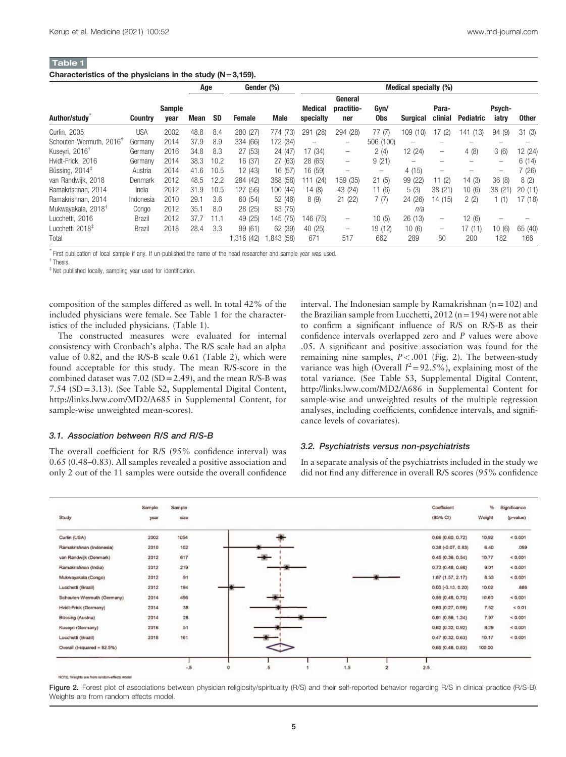**Table 1**

**Characteristics of the physicians in the study (N = 3,159).**

| Author/study* | Country | Sample year | Age | | Gender (%) | | Medical specialty (%) | | | | | | | |
|---|---|---|---|---|---|---|---|---|---|---|---|---|---|---|
| | | | Mean | SD | Female | Male | Medical specialty | General practitioner | Gyn/Obs | Surgical | Paraclinial | Pediatric | Psychiatry | Other |
| Curlin, 2005 | USA | 2002 | 48.8 | 8.4 | 280 (27) | 774 (73) | 291 (28) | 294 (28) | 77 (7) | 109 (10) | 17 (2) | 141 (13) | 94 (9) | 31 (3) |
| Schouten-Wermuth, 2016[†] | Germany | 2014 | 37.9 | 8.9 | 334 (66) | 172 (34) | – | – | 506 (100) | – | – | – | – | – |
| Kuseyri, 2016[†] | Germany | 2016 | 34.8 | 8.3 | 27 (53) | 24 (47) | 17 (34) | – | 2 (4) | 12 (24) | – | 4 (8) | 3 (6) | 12 (24) |
| Hvidt-Frick, 2016 | Germany | 2014 | 38.3 | 10.2 | 16 (37) | 27 (63) | 28 (65) | – | 9 (21) | – | – | – | – | 6 (14) |
| Büssing, 2014[‡] | Austria | 2014 | 41.6 | 10.5 | 12 (43) | 16 (57) | 16 (59) | – | – | 4 (15) | – | – | – | 7 (26) |
| van Randwijk, 2018 | Denmark | 2012 | 48.5 | 12.2 | 284 (42) | 388 (58) | 111 (24) | 159 (35) | 21 (5) | 99 (22) | 11 (2) | 14 (3) | 36 (8) | 8 (2) |
| Ramakrishnan, 2014 | India | 2012 | 31.9 | 10.5 | 127 (56) | 100 (44) | 14 (8) | 43 (24) | 11 (6) | 5 (3) | 38 (21) | 10 (6) | 38 (21) | 20 (11) |
| Ramakrishnan, 2014 | Indonesia | 2010 | 29.1 | 3.6 | 60 (54) | 52 (46) | 8 (9) | 21 (22) | 7 (7) | 24 (26) | 14 (15) | 2 (2) | 1 (1) | 17 (18) |
| Mukwayakala, 2018[†] | Congo | 2012 | 35.1 | 8.0 | 28 (25) | 83 (75) | | | | n/a | | | | |
| Lucchetti, 2016 | Brazil | 2012 | 37.7 | 11.1 | 49 (25) | 145 (75) | 146 (75) | – | 10 (5) | 26 (13) | – | 12 (6) | – | – |
| Lucchetti 2018[‡] | Brazil | 2018 | 28.4 | 3.3 | 99 (61) | 62 (39) | 40 (25) | – | 19 (12) | 10 (6) | – | 17 (11) | 10 (6) | 65 (40) |
| Total | | | | | 1,316 (42) | 1,843 (58) | 671 | 517 | 662 | 289 | 80 | 200 | 182 | 166 |

\* First publication of local sample if any. If un-published the name of the head researcher and sample year was used.

[†] Thesis.

[‡] Not published locally, sampling year used for identification.

composition of the samples differed as well. In total 42% of the included physicians were female. See Table 1 for the characteristics of the included physicians. (Table 1).

The constructed measures were evaluated for internal consistency with Cronbach's alpha. The R/S scale had an alpha value of 0.82, and the R/S-B scale 0.61 (Table 2), which were found acceptable for this study. The mean R/S-score in the combined dataset was 7.02 (SD = 2.49), and the mean R/S-B was 7.54 (SD = 3.13). (See Table S2, Supplemental Digital Content, http://links.lww.com/MD2/A685 in Supplemental Content, for sample-wise unweighted mean-scores).

### 3.1. Association between R/S and R/S-B

The overall coefficient for R/S (95% confidence interval) was 0.65 (0.48–0.83). All samples revealed a positive association and only 2 out of the 11 samples were outside the overall confidence interval. The Indonesian sample by Ramakrishnan (n = 102) and the Brazilian sample from Lucchetti, 2012 (n = 194) were not able to confirm a significant influence of R/S on R/S-B as their confidence intervals overlapped zero and *P* values were above .05. A significant and positive association was found for the remaining nine samples, $P < .001$ (Fig. 2). The between-study variance was high (Overall $I^2 = 92.5\%$), explaining most of the total variance. (See Table S3, Supplemental Digital Content, http://links.lww.com/MD2/A686 in Supplemental Content for sample-wise and unweighted results of the multiple regression analyses, including coefficients, confidence intervals, and significance levels of covariates).

### 3.2. Psychiatrists versus non-psychiatrists

In a separate analysis of the psychiatrists included in the study we did not find any difference in overall R/S scores (95% confidence

| Study | Sample year | Sample size | Coefficient (95% CI) | % Weight | Significance (p-value) |
|---|---|---|---|---|---|
| Curlin (USA) | 2002 | 1054 | 0.66 (0.60, 0.72) | 10.92 | < 0.001 |
| Ramakrishnan (Indonesia) | 2010 | 102 | 0.38 (-0.07, 0.83) | 6.40 | .099 |
| van Randwijk (Denmark) | 2012 | 617 | 0.45 (0.36, 0.54) | 10.77 | < 0.001 |
| Ramakrishnan (India) | 2012 | 219 | 0.73 (0.48, 0.98) | 9.01 | < 0.001 |
| Mukwayakala (Congo) | 2012 | 91 | 1.87 (1.57, 2.17) | 8.33 | < 0.001 |
| Lucchetti (Brazil) | 2012 | 194 | 0.03 (-0.13, 0.20) | 10.02 | .686 |
| Schouten-Wermuth (Germany) | 2014 | 496 | 0.59 (0.48, 0.70) | 10.60 | < 0.001 |
| Hvidt-Frick (Germany) | 2014 | 38 | 0.63 (0.27, 0.99) | 7.52 | < 0.01 |
| Büssing (Austria) | 2014 | 28 | 0.91 (0.59, 1.24) | 7.97 | < 0.001 |
| Kuseyri (Germany) | 2016 | 51 | 0.62 (0.32, 0.92) | 8.29 | < 0.001 |
| Lucchetti (Brazil) | 2018 | 161 | 0.47 (0.32, 0.63) | 10.17 | < 0.001 |
| Overall (I-squared = 92.5%) | | | 0.65 (0.48, 0.83) | 100.00 | |

NOTE: Weights are from random-effects model

**Figure 2.** Forest plot of associations between physician religiosity/spirituality (R/S) and their self-reported behavior regarding R/S in clinical practice (R/S-B). Weights are from random effects model.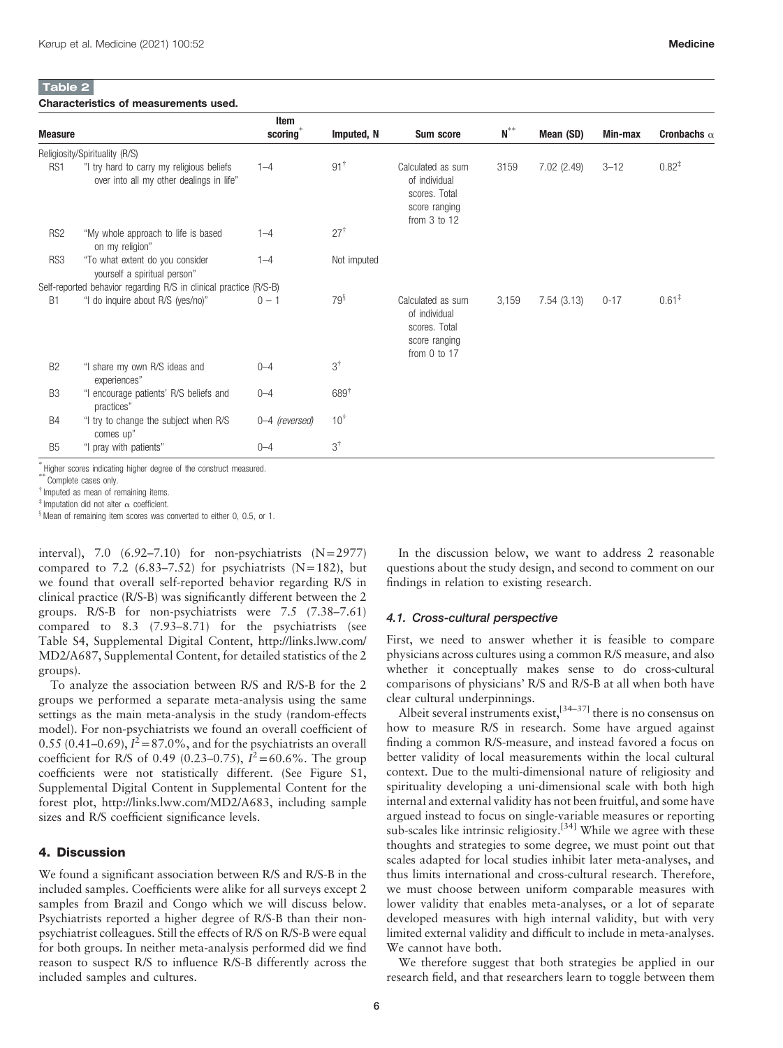**Table 2**

**Characteristics of measurements used.**

| Measure | | Item scoring* | Imputed, N | Sum score | N** | Mean (SD) | Min-max | Cronbachs α |
|---|---|---|---|---|---|---|---|---|
| Religiosity/Spirituality (R/S) | | | | | | | | |
| RS1 | "I try hard to carry my religious beliefs over into all my other dealings in life" | 1–4 | 91[†] | Calculated as sum of individual scores. Total score ranging from 3 to 12 | 3159 | 7.02 (2.49) | 3–12 | 0.82[‡] |
| RS2 | "My whole approach to life is based on my religion" | 1–4 | 27[†] | | | | | |
| RS3 | "To what extent do you consider yourself a spiritual person" | 1–4 | Not imputed | | | | | |
| Self-reported behavior regarding R/S in clinical practice (R/S-B) | | | | | | | | |
| B1 | "I do inquire about R/S (yes/no)" | 0 – 1 | 79[§] | Calculated as sum of individual scores. Total score ranging from 0 to 17 | 3,159 | 7.54 (3.13) | 0-17 | 0.61[‡] |
| B2 | "I share my own R/S ideas and experiences" | 0–4 | 3[†] | | | | | |
| B3 | "I encourage patients' R/S beliefs and practices" | 0–4 | 689[†] | | | | | |
| B4 | "I try to change the subject when R/S comes up" | 0–4 *(reversed)* | 10[†] | | | | | |
| B5 | "I pray with patients" | 0–4 | 3[†] | | | | | |

\* Higher scores indicating higher degree of the construct measured.

\*\* Complete cases only.

† Imputed as mean of remaining items.

‡ Imputation did not alter α coefficient.

§ Mean of remaining item scores was converted to either 0, 0.5, or 1.

interval), 7.0 (6.92–7.10) for non-psychiatrists (N=2977) compared to 7.2 (6.83–7.52) for psychiatrists (N=182), but we found that overall self-reported behavior regarding R/S in clinical practice (R/S-B) was significantly different between the 2 groups. R/S-B for non-psychiatrists were 7.5 (7.38–7.61) compared to 8.3 (7.93–8.71) for the psychiatrists (see Table S4, Supplemental Digital Content, http://links.lww.com/MD2/A687, Supplemental Content, for detailed statistics of the 2 groups).

To analyze the association between R/S and R/S-B for the 2 groups we performed a separate meta-analysis using the same settings as the main meta-analysis in the study (random-effects model). For non-psychiatrists we found an overall coefficient of 0.55 (0.41–0.69), $I^2=87.0\%$, and for the psychiatrists an overall coefficient for R/S of 0.49 (0.23–0.75), $I^2=60.6\%$. The group coefficients were not statistically different. (See Figure S1, Supplemental Digital Content in Supplemental Content for the forest plot, http://links.lww.com/MD2/A683, including sample sizes and R/S coefficient significance levels.

## 4. Discussion

We found a significant association between R/S and R/S-B in the included samples. Coefficients were alike for all surveys except 2 samples from Brazil and Congo which we will discuss below. Psychiatrists reported a higher degree of R/S-B than their non-psychiatrist colleagues. Still the effects of R/S on R/S-B were equal for both groups. In neither meta-analysis performed did we find reason to suspect R/S to influence R/S-B differently across the included samples and cultures.

In the discussion below, we want to address 2 reasonable questions about the study design, and second to comment on our findings in relation to existing research.

### 4.1. Cross-cultural perspective

First, we need to answer whether it is feasible to compare physicians across cultures using a common R/S measure, and also whether it conceptually makes sense to do cross-cultural comparisons of physicians' R/S and R/S-B at all when both have clear cultural underpinnings.

Albeit several instruments exist,[34–37] there is no consensus on how to measure R/S in research. Some have argued against finding a common R/S-measure, and instead favored a focus on better validity of local measurements within the local cultural context. Due to the multi-dimensional nature of religiosity and spirituality developing a uni-dimensional scale with both high internal and external validity has not been fruitful, and some have argued instead to focus on single-variable measures or reporting sub-scales like intrinsic religiosity.[34] While we agree with these thoughts and strategies to some degree, we must point out that scales adapted for local studies inhibit later meta-analyses, and thus limits international and cross-cultural research. Therefore, we must choose between uniform comparable measures with lower validity that enables meta-analyses, or a lot of separate developed measures with high internal validity, but with very limited external validity and difficult to include in meta-analyses. We cannot have both.

We therefore suggest that both strategies be applied in our research field, and that researchers learn to toggle between them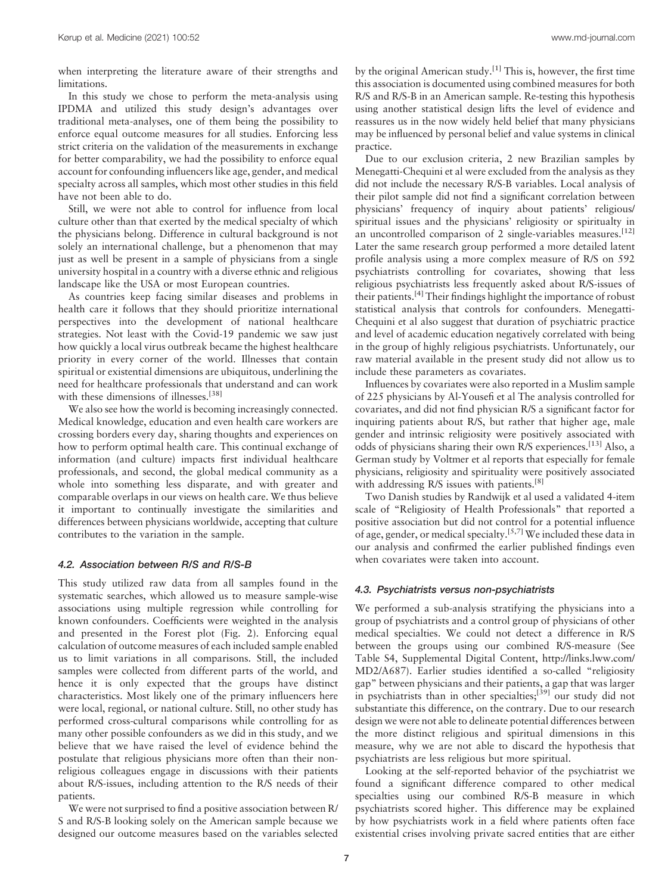when interpreting the literature aware of their strengths and limitations.

In this study we chose to perform the meta-analysis using IPDMA and utilized this study design's advantages over traditional meta-analyses, one of them being the possibility to enforce equal outcome measures for all studies. Enforcing less strict criteria on the validation of the measurements in exchange for better comparability, we had the possibility to enforce equal account for confounding influencers like age, gender, and medical specialty across all samples, which most other studies in this field have not been able to do.

Still, we were not able to control for influence from local culture other than that exerted by the medical specialty of which the physicians belong. Difference in cultural background is not solely an international challenge, but a phenomenon that may just as well be present in a sample of physicians from a single university hospital in a country with a diverse ethnic and religious landscape like the USA or most European countries.

As countries keep facing similar diseases and problems in health care it follows that they should prioritize international perspectives into the development of national healthcare strategies. Not least with the Covid-19 pandemic we saw just how quickly a local virus outbreak became the highest healthcare priority in every corner of the world. Illnesses that contain spiritual or existential dimensions are ubiquitous, underlining the need for healthcare professionals that understand and can work with these dimensions of illnesses.[38]

We also see how the world is becoming increasingly connected. Medical knowledge, education and even health care workers are crossing borders every day, sharing thoughts and experiences on how to perform optimal health care. This continual exchange of information (and culture) impacts first individual healthcare professionals, and second, the global medical community as a whole into something less disparate, and with greater and comparable overlaps in our views on health care. We thus believe it important to continually investigate the similarities and differences between physicians worldwide, accepting that culture contributes to the variation in the sample.

### 4.2. Association between R/S and R/S-B

This study utilized raw data from all samples found in the systematic searches, which allowed us to measure sample-wise associations using multiple regression while controlling for known confounders. Coefficients were weighted in the analysis and presented in the Forest plot (Fig. 2). Enforcing equal calculation of outcome measures of each included sample enabled us to limit variations in all comparisons. Still, the included samples were collected from different parts of the world, and hence it is only expected that the groups have distinct characteristics. Most likely one of the primary influencers here were local, regional, or national culture. Still, no other study has performed cross-cultural comparisons while controlling for as many other possible confounders as we did in this study, and we believe that we have raised the level of evidence behind the postulate that religious physicians more often than their non-religious colleagues engage in discussions with their patients about R/S-issues, including attention to the R/S needs of their patients.

We were not surprised to find a positive association between R/S and R/S-B looking solely on the American sample because we designed our outcome measures based on the variables selected by the original American study.[1] This is, however, the first time this association is documented using combined measures for both R/S and R/S-B in an American sample. Re-testing this hypothesis using another statistical design lifts the level of evidence and reassures us in the now widely held belief that many physicians may be influenced by personal belief and value systems in clinical practice.

Due to our exclusion criteria, 2 new Brazilian samples by Menegatti-Chequini et al were excluded from the analysis as they did not include the necessary R/S-B variables. Local analysis of their pilot sample did not find a significant correlation between physicians' frequency of inquiry about patients' religious/spiritual issues and the physicians' religiosity or spirituality in an uncontrolled comparison of 2 single-variables measures.[12] Later the same research group performed a more detailed latent profile analysis using a more complex measure of R/S on 592 psychiatrists controlling for covariates, showing that less religious psychiatrists less frequently asked about R/S-issues of their patients.[4] Their findings highlight the importance of robust statistical analysis that controls for confounders. Menegatti-Chequini et al also suggest that duration of psychiatric practice and level of academic education negatively correlated with being in the group of highly religious psychiatrists. Unfortunately, our raw material available in the present study did not allow us to include these parameters as covariates.

Influences by covariates were also reported in a Muslim sample of 225 physicians by Al-Yousefi et al The analysis controlled for covariates, and did not find physician R/S a significant factor for inquiring patients about R/S, but rather that higher age, male gender and intrinsic religiosity were positively associated with odds of physicians sharing their own R/S experiences.[13] Also, a German study by Voltmer et al reports that especially for female physicians, religiosity and spirituality were positively associated with addressing R/S issues with patients.[8]

Two Danish studies by Randwijk et al used a validated 4-item scale of "Religiosity of Health Professionals" that reported a positive association but did not control for a potential influence of age, gender, or medical specialty.[5,7] We included these data in our analysis and confirmed the earlier published findings even when covariates were taken into account.

### 4.3. Psychiatrists versus non-psychiatrists

We performed a sub-analysis stratifying the physicians into a group of psychiatrists and a control group of physicians of other medical specialties. We could not detect a difference in R/S between the groups using our combined R/S-measure (See Table S4, Supplemental Digital Content, http://links.lww.com/MD2/A687). Earlier studies identified a so-called "religiosity gap" between physicians and their patients, a gap that was larger in psychiatrists than in other specialties;[39] our study did not substantiate this difference, on the contrary. Due to our research design we were not able to delineate potential differences between the more distinct religious and spiritual dimensions in this measure, why we are not able to discard the hypothesis that psychiatrists are less religious but more spiritual.

Looking at the self-reported behavior of the psychiatrist we found a significant difference compared to other medical specialties using our combined R/S-B measure in which psychiatrists scored higher. This difference may be explained by how psychiatrists work in a field where patients often face existential crises involving private sacred entities that are either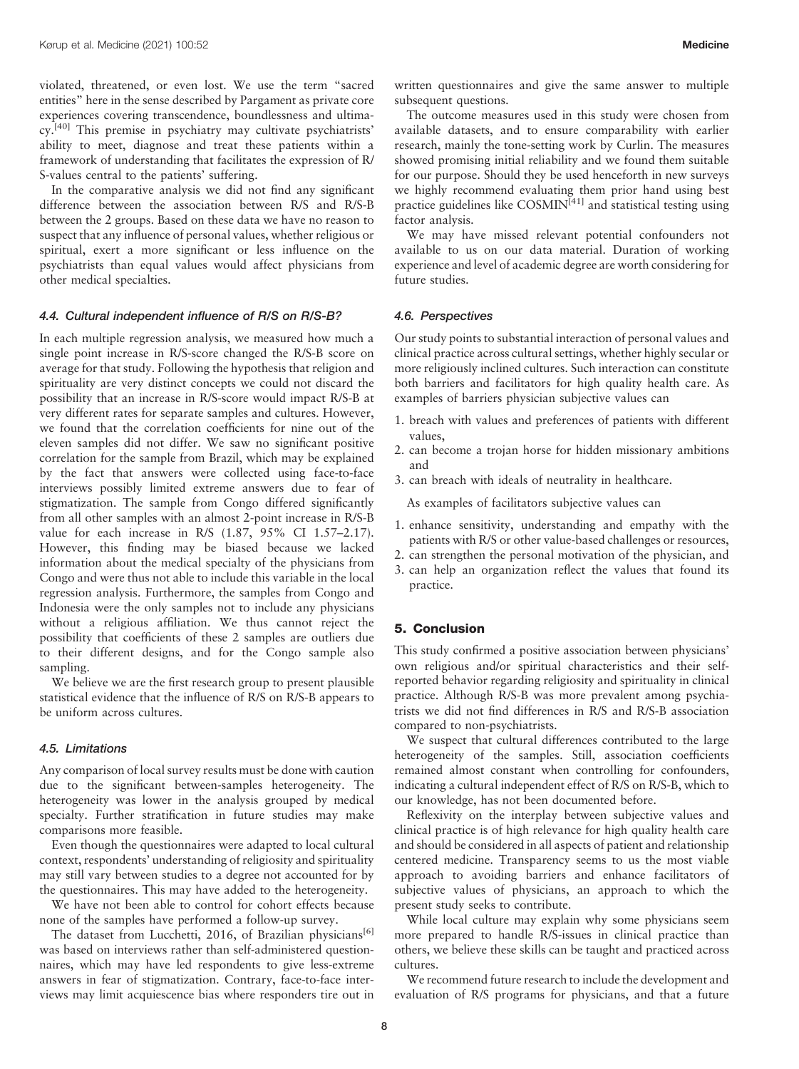violated, threatened, or even lost. We use the term "sacred entities" here in the sense described by Pargament as private core experiences covering transcendence, boundlessness and ultimacy.[40] This premise in psychiatry may cultivate psychiatrists' ability to meet, diagnose and treat these patients within a framework of understanding that facilitates the expression of R/S-values central to the patients' suffering.

In the comparative analysis we did not find any significant difference between the association between R/S and R/S-B between the 2 groups. Based on these data we have no reason to suspect that any influence of personal values, whether religious or spiritual, exert a more significant or less influence on the psychiatrists than equal values would affect physicians from other medical specialties.

### 4.4. Cultural independent influence of R/S on R/S-B?

In each multiple regression analysis, we measured how much a single point increase in R/S-score changed the R/S-B score on average for that study. Following the hypothesis that religion and spirituality are very distinct concepts we could not discard the possibility that an increase in R/S-score would impact R/S-B at very different rates for separate samples and cultures. However, we found that the correlation coefficients for nine out of the eleven samples did not differ. We saw no significant positive correlation for the sample from Brazil, which may be explained by the fact that answers were collected using face-to-face interviews possibly limited extreme answers due to fear of stigmatization. The sample from Congo differed significantly from all other samples with an almost 2-point increase in R/S-B value for each increase in R/S (1.87, 95% CI 1.57–2.17). However, this finding may be biased because we lacked information about the medical specialty of the physicians from Congo and were thus not able to include this variable in the local regression analysis. Furthermore, the samples from Congo and Indonesia were the only samples not to include any physicians without a religious affiliation. We thus cannot reject the possibility that coefficients of these 2 samples are outliers due to their different designs, and for the Congo sample also sampling.

We believe we are the first research group to present plausible statistical evidence that the influence of R/S on R/S-B appears to be uniform across cultures.

### 4.5. Limitations

Any comparison of local survey results must be done with caution due to the significant between-samples heterogeneity. The heterogeneity was lower in the analysis grouped by medical specialty. Further stratification in future studies may make comparisons more feasible.

Even though the questionnaires were adapted to local cultural context, respondents' understanding of religiosity and spirituality may still vary between studies to a degree not accounted for by the questionnaires. This may have added to the heterogeneity.

We have not been able to control for cohort effects because none of the samples have performed a follow-up survey.

The dataset from Lucchetti, 2016, of Brazilian physicians[6] was based on interviews rather than self-administered questionnaires, which may have led respondents to give less-extreme answers in fear of stigmatization. Contrary, face-to-face interviews may limit acquiescence bias where responders tire out in written questionnaires and give the same answer to multiple subsequent questions.

The outcome measures used in this study were chosen from available datasets, and to ensure comparability with earlier research, mainly the tone-setting work by Curlin. The measures showed promising initial reliability and we found them suitable for our purpose. Should they be used henceforth in new surveys we highly recommend evaluating them prior hand using best practice guidelines like COSMIN[41] and statistical testing using factor analysis.

We may have missed relevant potential confounders not available to us on our data material. Duration of working experience and level of academic degree are worth considering for future studies.

### 4.6. Perspectives

Our study points to substantial interaction of personal values and clinical practice across cultural settings, whether highly secular or more religiously inclined cultures. Such interaction can constitute both barriers and facilitators for high quality health care. As examples of barriers physician subjective values can

1. breach with values and preferences of patients with different values,
2. can become a trojan horse for hidden missionary ambitions and
3. can breach with ideals of neutrality in healthcare.

As examples of facilitators subjective values can

1. enhance sensitivity, understanding and empathy with the patients with R/S or other value-based challenges or resources,
2. can strengthen the personal motivation of the physician, and
3. can help an organization reflect the values that found its practice.

## 5. Conclusion

This study confirmed a positive association between physicians' own religious and/or spiritual characteristics and their self-reported behavior regarding religiosity and spirituality in clinical practice. Although R/S-B was more prevalent among psychiatrists we did not find differences in R/S and R/S-B association compared to non-psychiatrists.

We suspect that cultural differences contributed to the large heterogeneity of the samples. Still, association coefficients remained almost constant when controlling for confounders, indicating a cultural independent effect of R/S on R/S-B, which to our knowledge, has not been documented before.

Reflexivity on the interplay between subjective values and clinical practice is of high relevance for high quality health care and should be considered in all aspects of patient and relationship centered medicine. Transparency seems to us the most viable approach to avoiding barriers and enhance facilitators of subjective values of physicians, an approach to which the present study seeks to contribute.

While local culture may explain why some physicians seem more prepared to handle R/S-issues in clinical practice than others, we believe these skills can be taught and practiced across cultures.

We recommend future research to include the development and evaluation of R/S programs for physicians, and that a future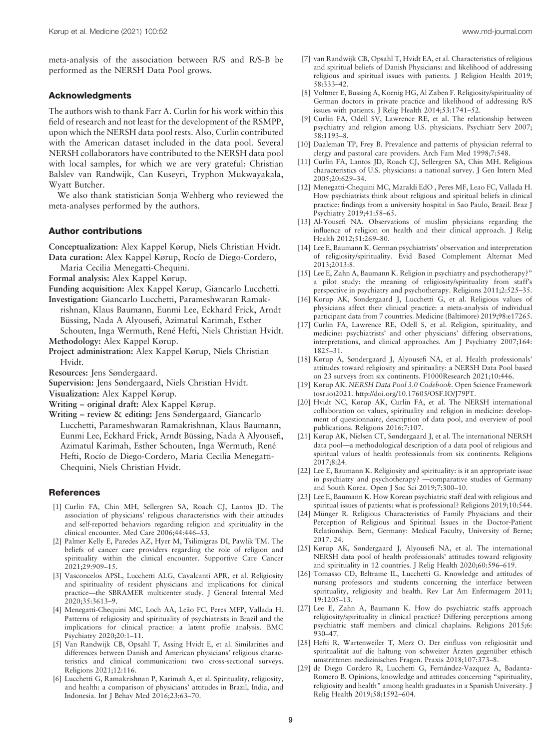meta-analysis of the association between R/S and R/S-B be performed as the NERSH Data Pool grows.

## Acknowledgments

The authors wish to thank Farr A. Curlin for his work within this field of research and not least for the development of the RSMPP, upon which the NERSH data pool rests. Also, Curlin contributed with the American dataset included in the data pool. Several NERSH collaborators have contributed to the NERSH data pool with local samples, for which we are very grateful: Christian Balslev van Randwijk, Can Kuseyri, Tryphon Mukwayakala, Wyatt Butcher.

We also thank statistician Sonja Wehberg who reviewed the meta-analyses performed by the authors.

## Author contributions

**Conceptualization:** Alex Kappel Kørup, Niels Christian Hvidt.
**Data curation:** Alex Kappel Kørup, Rocío de Diego-Cordero, Maria Cecilia Menegatti-Chequini.
**Formal analysis:** Alex Kappel Kørup.
**Funding acquisition:** Alex Kappel Kørup, Giancarlo Lucchetti.
**Investigation:** Giancarlo Lucchetti, Parameshwaran Ramakrishnan, Klaus Baumann, Eunmi Lee, Eckhard Frick, Arndt Büssing, Nada A Alyousefi, Azimatul Karimah, Esther Schouten, Inga Wermuth, René Hefti, Niels Christian Hvidt.
**Methodology:** Alex Kappel Kørup.
**Project administration:** Alex Kappel Kørup, Niels Christian Hvidt.
**Resources:** Jens Søndergaard.
**Supervision:** Jens Søndergaard, Niels Christian Hvidt.
**Visualization:** Alex Kappel Kørup.
**Writing – original draft:** Alex Kappel Kørup.
**Writing – review & editing:** Jens Søndergaard, Giancarlo Lucchetti, Parameshwaran Ramakrishnan, Klaus Baumann, Eunmi Lee, Eckhard Frick, Arndt Büssing, Nada A Alyousefi, Azimatul Karimah, Esther Schouten, Inga Wermuth, René Hefti, Rocío de Diego-Cordero, Maria Cecilia Menegatti-Chequini, Niels Christian Hvidt.

## References

[1] Curlin FA, Chin MH, Sellergren SA, Roach CJ, Lantos JD. The association of physicians' religious characteristics with their attitudes and self-reported behaviors regarding religion and spirituality in the clinical encounter. Med Care 2006;44:446–53.

[2] Palmer Kelly E, Paredes AZ, Hyer M, Tsilimigras DI, Pawlik TM. The beliefs of cancer care providers regarding the role of religion and spirituality within the clinical encounter. Supportive Care Cancer 2021;29:909–15.

[3] Vasconcelos APSL, Lucchetti ALG, Cavalcanti APR, et al. Religiosity and spirituality of resident physicians and implications for clinical practice—the SBRAMER multicenter study. J General Internal Med 2020;35:3613–9.

[4] Menegatti-Chequini MC, Loch AA, Leão FC, Peres MFP, Vallada H. Patterns of religiosity and spirituality of psychiatrists in Brazil and the implications for clinical practice: a latent profile analysis. BMC Psychiatry 2020;20:1–11.

[5] Van Randwijk CB, Opsahl T, Assing Hvidt E, et al. Similarities and differences between Danish and American physicians' religious characteristics and clinical communication: two cross-sectional surveys. Religions 2021;12:116.

[6] Lucchetti G, Ramakrishnan P, Karimah A, et al. Spirituality, religiosity, and health: a comparison of physicians' attitudes in Brazil, India, and Indonesia. Int J Behav Med 2016;23:63–70.

[7] van Randwijk CB, Opsahl T, Hvidt EA, et al. Characteristics of religious and spiritual beliefs of Danish Physicians: and likelihood of addressing religious and spiritual issues with patients. J Religion Health 2019; 58:333–42.

[8] Voltmer E, Bussing A, Koenig HG, Al Zaben F. Religiosity/spirituality of German doctors in private practice and likelihood of addressing R/S issues with patients. J Relig Health 2014;53:1741–52.

[9] Curlin FA, Odell SV, Lawrence RE, et al. The relationship between psychiatry and religion among U.S. physicians. Psychiatr Serv 2007; 58:1193–8.

[10] Daaleman TP, Frey B. Prevalence and patterns of physician referral to clergy and pastoral care providers. Arch Fam Med 1998;7:548.

[11] Curlin FA, Lantos JD, Roach CJ, Sellergren SA, Chin MH. Religious characteristics of U.S. physicians: a national survey. J Gen Intern Med 2005;20:629–34.

[12] Menegatti-Chequini MC, Maraldi EdO , Peres MF, Leao FC, Vallada H. How psychiatrists think about religious and spiritual beliefs in clinical practice: findings from a university hospital in Sao Paulo, Brazil. Braz J Psychiatry 2019;41:58–65.

[13] Al-Yousefi NA. Observations of muslim physicians regarding the influence of religion on health and their clinical approach. J Relig Health 2012;51:269–80.

[14] Lee E, Baumann K. German psychiatrists' observation and interpretation of religiosity/spirituality. Evid Based Complement Alternat Med 2013;2013:8.

[15] Lee E, Zahn A, Baumann K. Religion in psychiatry and psychotherapy?" a pilot study: the meaning of religiosity/spirituality from staff's perspective in psychiatry and psychotherapy. Religions 2011;2:525–35.

[16] Korup AK, Sondergaard J, Lucchetti G, et al. Religious values of physicians affect their clinical practice: a meta-analysis of individual participant data from 7 countries. Medicine (Baltimore) 2019;98:e17265.

[17] Curlin FA, Lawrence RE, Odell S, et al. Religion, spirituality, and medicine: psychiatrists' and other physicians' differing observations, interpretations, and clinical approaches. Am J Psychiatry 2007;164: 1825–31.

[18] Kørup A, Søndergaard J, Alyousefi NA, et al. Health professionals' attitudes toward religiosity and spirituality: a NERSH Data Pool based on 23 surveys from six continents. F1000Research 2021;10:446.

[19] Kørup AK. *NERSH Data Pool 3.0 Codebook*. Open Science Framework (osr.io)2021. http://doi.org/10.17605/OSF.IO/J79PT.

[20] Hvidt NC, Kørup AK, Curlin FA, et al. The NERSH international collaboration on values, spirituality and religion in medicine: development of questionnaire, description of data pool, and overview of pool publications. Religions 2016;7:107.

[21] Kørup AK, Nielsen CT, Søndergaard J, et al. The international NERSH data pool—a methodological description of a data pool of religious and spiritual values of health professionals from six continents. Religions 2017;8:24.

[22] Lee E, Baumann K. Religiosity and spirituality: is it an appropriate issue in psychiatry and psychotherapy? —comparative studies of Germany and South Korea. Open J Soc Sci 2019;7:300–10.

[23] Lee E, Baumann K. How Korean psychiatric staff deal with religious and spiritual issues of patients: what is professional? Religions 2019;10:544.

[24] Münger R. Religious Characteristics of Family Physicians and their Perception of Religious and Spiritual Issues in the Doctor-Patient Relationship. Bern, Germany: Medical Faculty, University of Berne; 2017. 24.

[25] Kørup AK, Søndergaard J, Alyousefi NA, et al. The international NERSH data pool of health professionals' attitudes toward religiosity and spirituality in 12 countries. J Relig Health 2020;60:596–619.

[26] Tomasso CD, Beltrame IL, Lucchetti G. Knowledge and attitudes of nursing professors and students concerning the interface between spirituality, religiosity and health. Rev Lat Am Enfermagem 2011; 19:1205–13.

[27] Lee E, Zahn A, Baumann K. How do psychiatric staffs approach religiosity/spirituality in clinical practice? Differing perceptions among psychiatric staff members and clinical chaplains. Religions 2015;6: 930–47.

[28] Hefti R, Wartenweiler T, Merz O. Der einfluss von religiosität und spiritualität auf die haltung von schweizer Ärzten gegenüber ethisch umstrittenen medizinischen Fragen. Praxis 2018;107:373–8.

[29] de Diego Cordero R, Lucchetti G, Fernández-Vazquez A, Badanta-Romero B. Opinions, knowledge and attitudes concerning "spirituality, religiosity and health" among health graduates in a Spanish University. J Relig Health 2019;58:1592–604.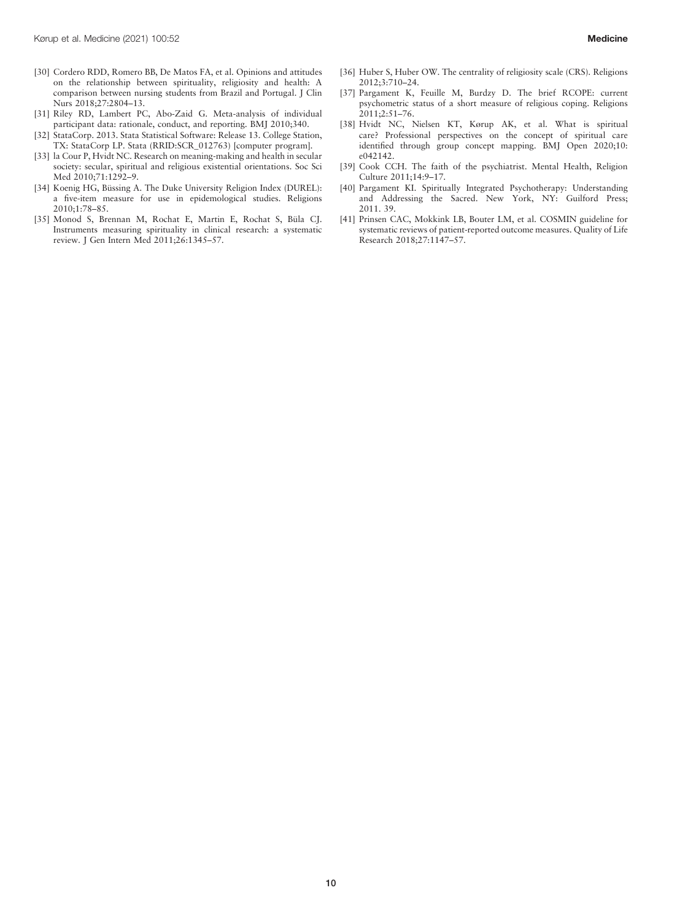[30] Cordero RDD, Romero BB, De Matos FA, et al. Opinions and attitudes on the relationship between spirituality, religiosity and health: A comparison between nursing students from Brazil and Portugal. J Clin Nurs 2018;27:2804–13.

[31] Riley RD, Lambert PC, Abo-Zaid G. Meta-analysis of individual participant data: rationale, conduct, and reporting. BMJ 2010;340.

[32] StataCorp. 2013. Stata Statistical Software: Release 13. College Station, TX: StataCorp LP. Stata (RRID:SCR_012763) [computer program].

[33] la Cour P, Hvidt NC. Research on meaning-making and health in secular society: secular, spiritual and religious existential orientations. Soc Sci Med 2010;71:1292–9.

[34] Koenig HG, Büssing A. The Duke University Religion Index (DUREL): a five-item measure for use in epidemological studies. Religions 2010;1:78–85.

[35] Monod S, Brennan M, Rochat E, Martin E, Rochat S, Büla CJ. Instruments measuring spirituality in clinical research: a systematic review. J Gen Intern Med 2011;26:1345–57.

[36] Huber S, Huber OW. The centrality of religiosity scale (CRS). Religions 2012;3:710–24.

[37] Pargament K, Feuille M, Burdzy D. The brief RCOPE: current psychometric status of a short measure of religious coping. Religions 2011;2:51–76.

[38] Hvidt NC, Nielsen KT, Kørup AK, et al. What is spiritual care? Professional perspectives on the concept of spiritual care identified through group concept mapping. BMJ Open 2020;10: e042142.

[39] Cook CCH. The faith of the psychiatrist. Mental Health, Religion Culture 2011;14:9–17.

[40] Pargament KI. Spiritually Integrated Psychotherapy: Understanding and Addressing the Sacred. New York, NY: Guilford Press; 2011. 39.

[41] Prinsen CAC, Mokkink LB, Bouter LM, et al. COSMIN guideline for systematic reviews of patient-reported outcome measures. Quality of Life Research 2018;27:1147–57.